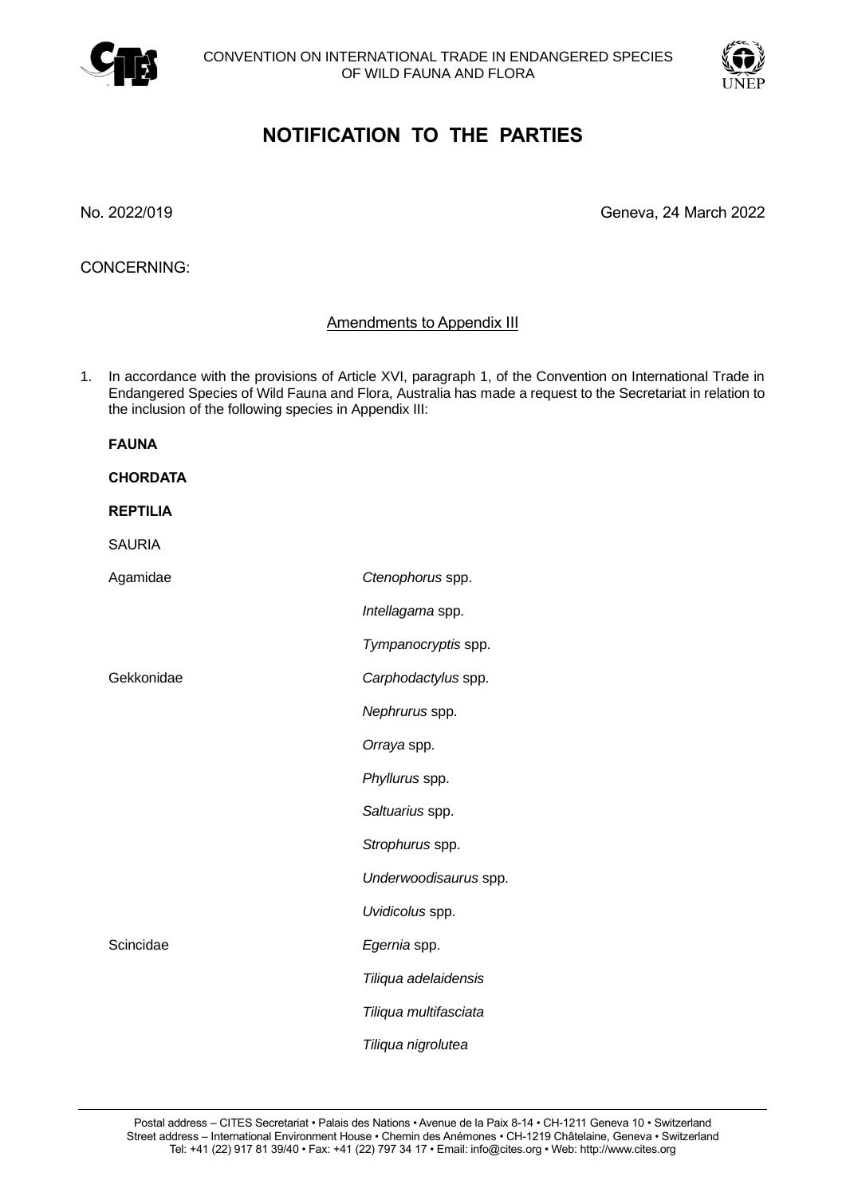CONVENTION ON INTERNATIONAL TRADE IN ENDANGERED SPECIES
OF WILD FAUNA AND FLORA

# NOTIFICATION TO THE PARTIES

No. 2022/019

Geneva, 24 March 2022

CONCERNING:

## Amendments to Appendix III

1. In accordance with the provisions of Article XVI, paragraph 1, of the Convention on International Trade in Endangered Species of Wild Fauna and Flora, Australia has made a request to the Secretariat in relation to the inclusion of the following species in Appendix III:

**FAUNA**

**CHORDATA**

**REPTILIA**

SAURIA

| | |
|---|---|
| Agamidae | *Ctenophorus* spp. |
| | *Intellagama* spp. |
| | *Tympanocryptis* spp. |
| Gekkonidae | *Carphodactylus* spp. |
| | *Nephrurus* spp. |
| | *Orraya* spp. |
| | *Phyllurus* spp. |
| | *Saltuarius* spp. |
| | *Strophurus* spp. |
| | *Underwoodisaurus* spp. |
| | *Uvidicolus* spp. |
| Scincidae | *Egernia* spp. |
| | *Tiliqua adelaidensis* |
| | *Tiliqua multifasciata* |
| | *Tiliqua nigrolutea* |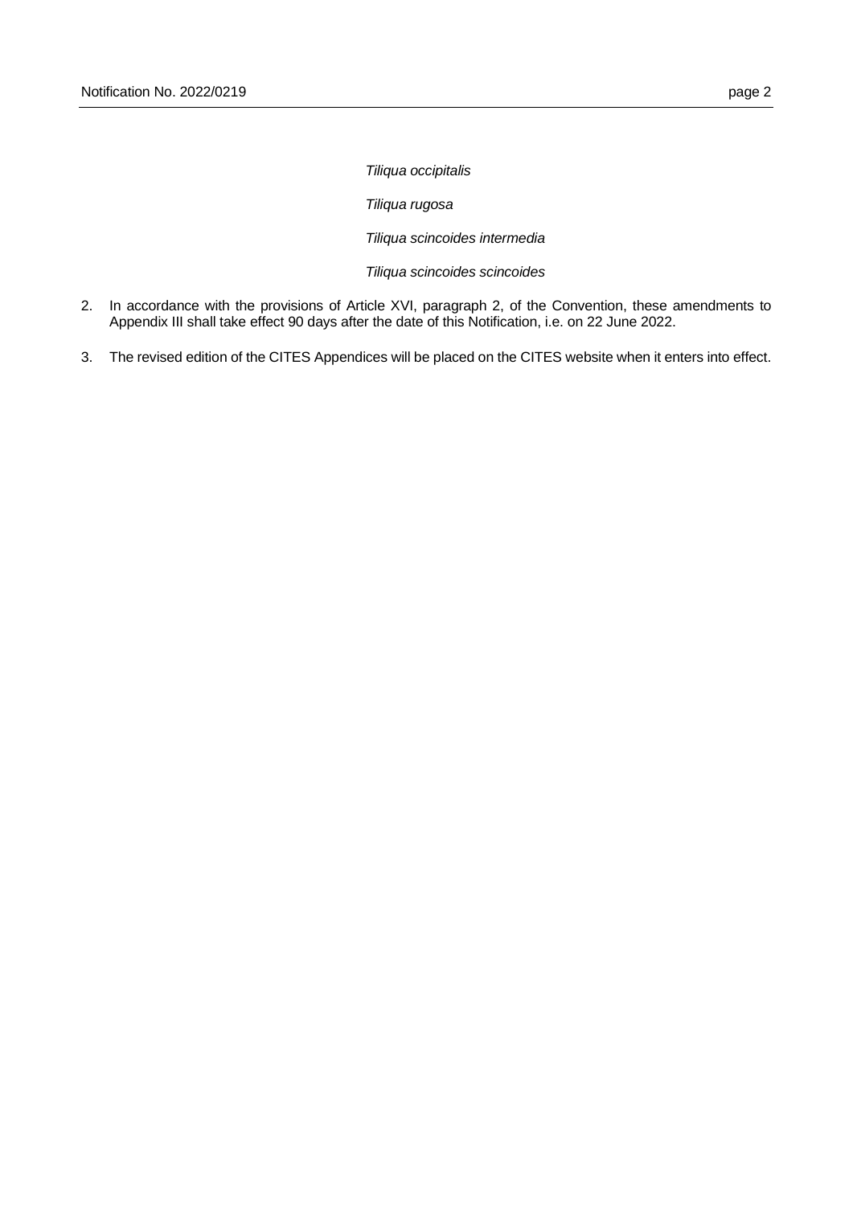*Tiliqua occipitalis*

*Tiliqua rugosa*

*Tiliqua scincoides intermedia*

*Tiliqua scincoides scincoides*

2. In accordance with the provisions of Article XVI, paragraph 2, of the Convention, these amendments to Appendix III shall take effect 90 days after the date of this Notification, i.e. on 22 June 2022.

3. The revised edition of the CITES Appendices will be placed on the CITES website when it enters into effect.